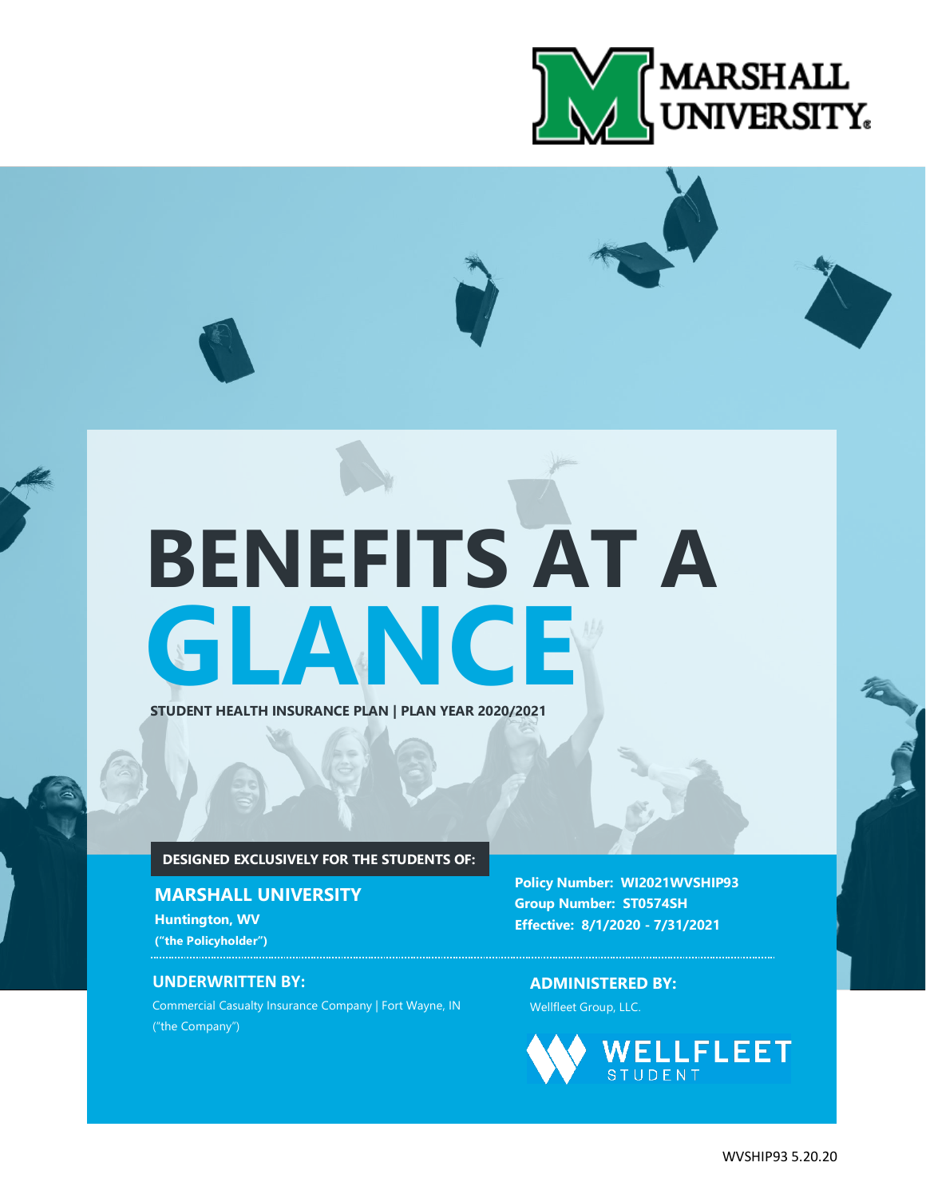MARSHALL UNIVERSITY

# BENEFITS AT A GLANCE

**STUDENT HEALTH INSURANCE PLAN | PLAN YEAR 2020/2021**

**DESIGNED EXCLUSIVELY FOR THE STUDENTS OF:**

## MARSHALL UNIVERSITY

**Huntington, WV**
**("the Policyholder")**

**Policy Number: WI2021WVSHIP93**
**Group Number: ST0574SH**
**Effective: 8/1/2020 - 7/31/2021**

### UNDERWRITTEN BY:

Commercial Casualty Insurance Company | Fort Wayne, IN
("the Company")

### ADMINISTERED BY:

Wellfleet Group, LLC.

WELLFLEET STUDENT

WVSHIP93 5.20.20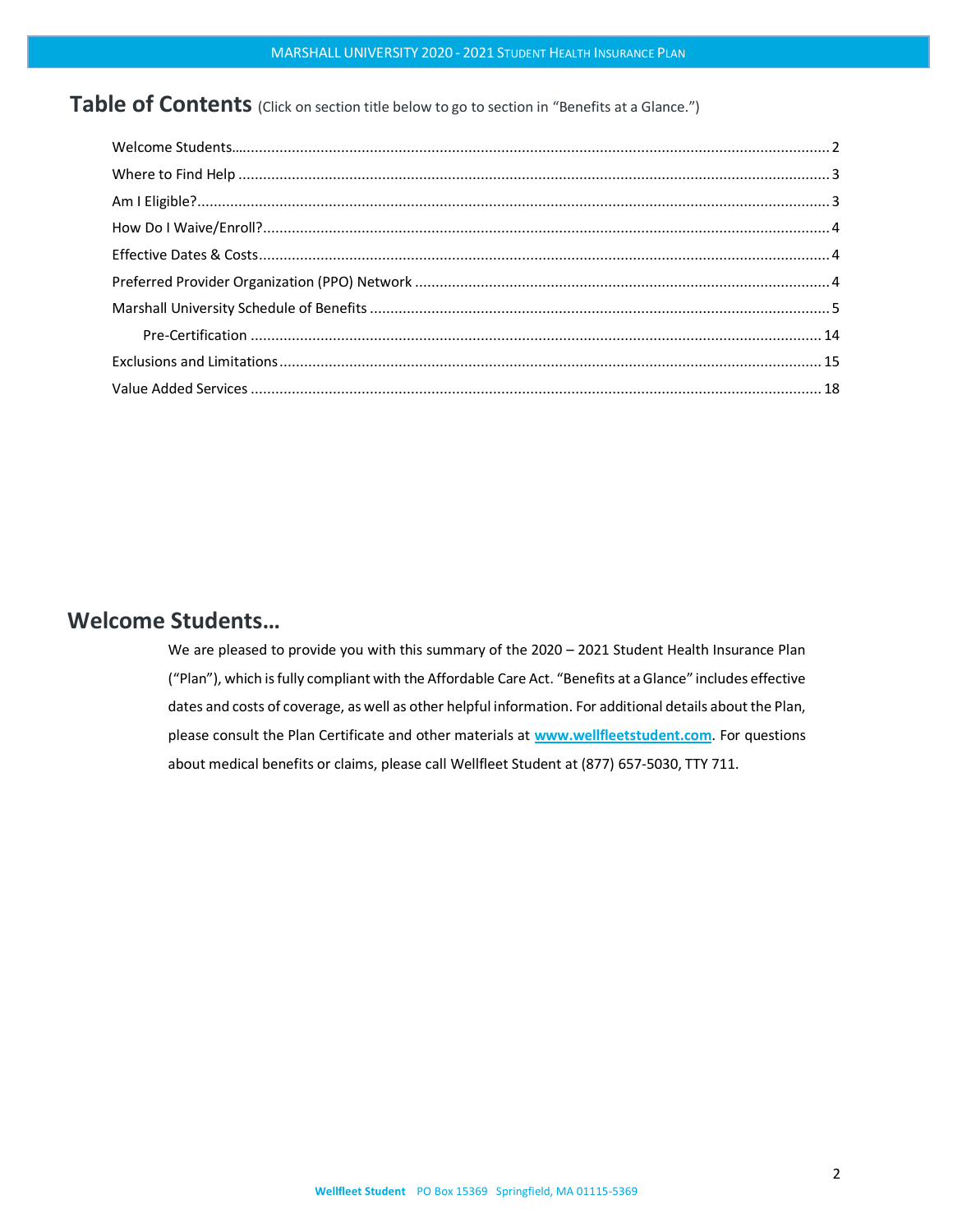# Table of Contents (Click on section title below to go to section in "Benefits at a Glance.")

- Welcome Students... 2
- Where to Find Help 3
- Am I Eligible? 3
- How Do I Waive/Enroll? 4
- Effective Dates & Costs 4
- Preferred Provider Organization (PPO) Network 4
- Marshall University Schedule of Benefits 5
  - Pre-Certification 14
- Exclusions and Limitations 15
- Value Added Services 18

# Welcome Students...

We are pleased to provide you with this summary of the 2020 – 2021 Student Health Insurance Plan ("Plan"), which is fully compliant with the Affordable Care Act. "Benefits at a Glance" includes effective dates and costs of coverage, as well as other helpful information. For additional details about the Plan, please consult the Plan Certificate and other materials at **www.wellfleetstudent.com**. For questions about medical benefits or claims, please call Wellfleet Student at (877) 657-5030, TTY 711.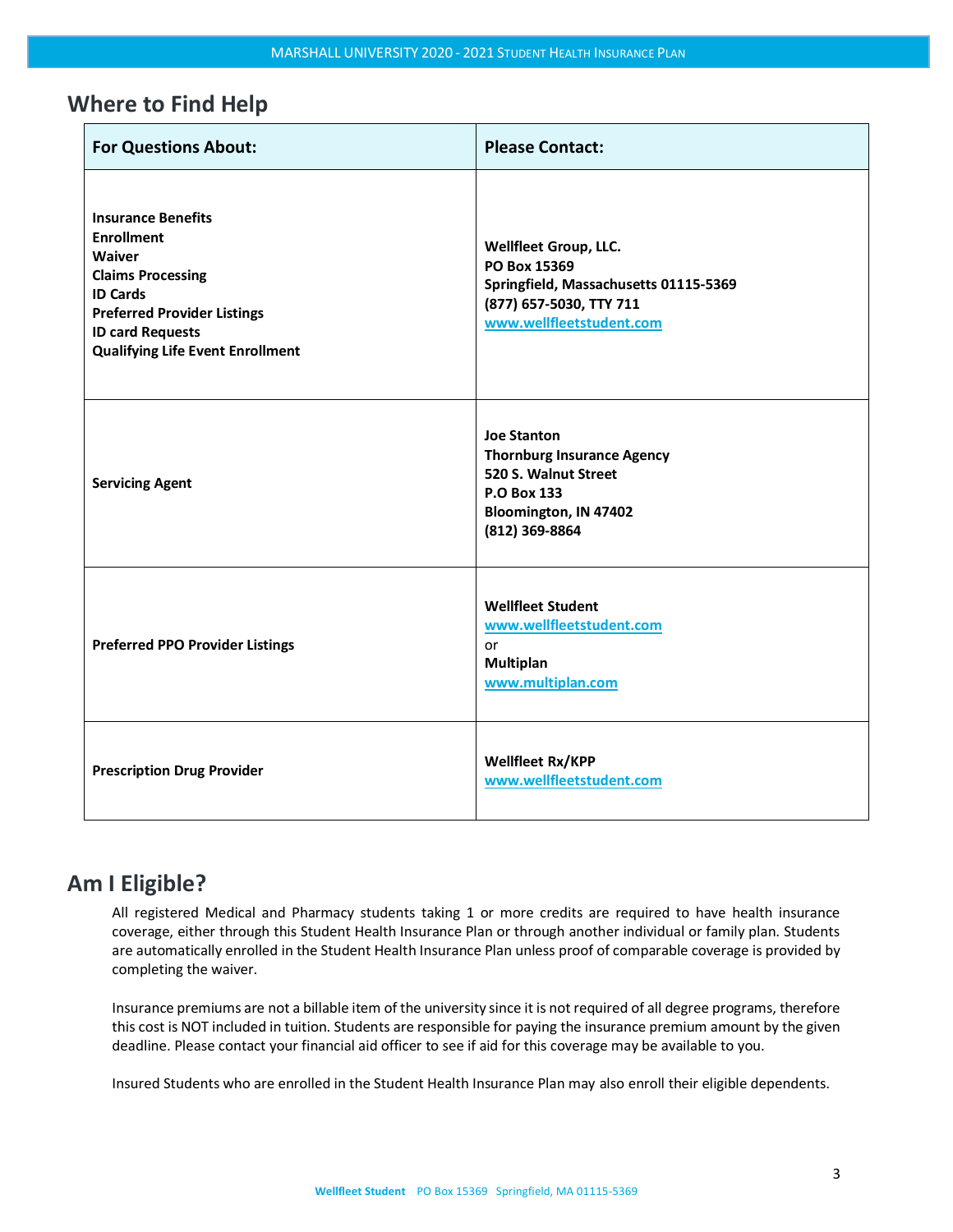## Where to Find Help

| For Questions About: | Please Contact: |
|---|---|
| **Insurance Benefits**<br>**Enrollment**<br>**Waiver**<br>**Claims Processing**<br>**ID Cards**<br>**Preferred Provider Listings**<br>**ID card Requests**<br>**Qualifying Life Event Enrollment** | **Wellfleet Group, LLC.**<br>**PO Box 15369**<br>**Springfield, Massachusetts 01115-5369**<br>**(877) 657-5030, TTY 711**<br>**www.wellfleetstudent.com** |
| **Servicing Agent** | **Joe Stanton**<br>**Thornburg Insurance Agency**<br>**520 S. Walnut Street**<br>**P.O Box 133**<br>**Bloomington, IN 47402**<br>**(812) 369-8864** |
| **Preferred PPO Provider Listings** | **Wellfleet Student**<br>**www.wellfleetstudent.com**<br>or<br>**Multiplan**<br>**www.multiplan.com** |
| **Prescription Drug Provider** | **Wellfleet Rx/KPP**<br>**www.wellfleetstudent.com** |

## Am I Eligible?

All registered Medical and Pharmacy students taking 1 or more credits are required to have health insurance coverage, either through this Student Health Insurance Plan or through another individual or family plan. Students are automatically enrolled in the Student Health Insurance Plan unless proof of comparable coverage is provided by completing the waiver.

Insurance premiums are not a billable item of the university since it is not required of all degree programs, therefore this cost is NOT included in tuition. Students are responsible for paying the insurance premium amount by the given deadline. Please contact your financial aid officer to see if aid for this coverage may be available to you.

Insured Students who are enrolled in the Student Health Insurance Plan may also enroll their eligible dependents.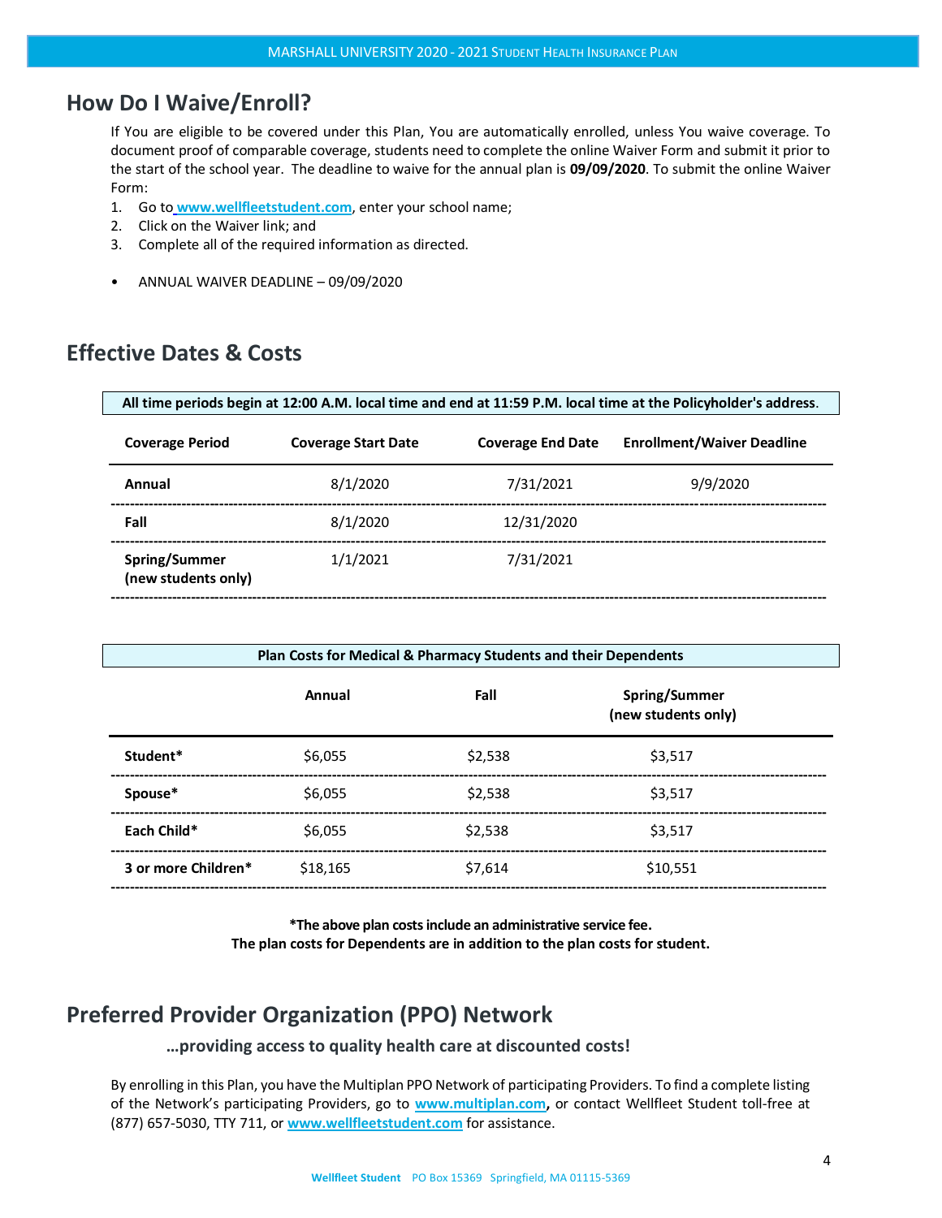## How Do I Waive/Enroll?

If You are eligible to be covered under this Plan, You are automatically enrolled, unless You waive coverage. To document proof of comparable coverage, students need to complete the online Waiver Form and submit it prior to the start of the school year. The deadline to waive for the annual plan is **09/09/2020**. To submit the online Waiver Form:

1. Go to www.wellfleetstudent.com, enter your school name;
2. Click on the Waiver link; and
3. Complete all of the required information as directed.

- ANNUAL WAIVER DEADLINE – 09/09/2020

## Effective Dates & Costs

**All time periods begin at 12:00 A.M. local time and end at 11:59 P.M. local time at the Policyholder's address.**

| Coverage Period | Coverage Start Date | Coverage End Date | Enrollment/Waiver Deadline |
|---|---|---|---|
| **Annual** | 8/1/2020 | 7/31/2021 | 9/9/2020 |
| **Fall** | 8/1/2020 | 12/31/2020 | |
| **Spring/Summer (new students only)** | 1/1/2021 | 7/31/2021 | |

**Plan Costs for Medical & Pharmacy Students and their Dependents**

| | Annual | Fall | Spring/Summer (new students only) |
|---|---|---|---|
| **Student*** | $6,055 | $2,538 | $3,517 |
| **Spouse*** | $6,055 | $2,538 | $3,517 |
| **Each Child*** | $6,055 | $2,538 | $3,517 |
| **3 or more Children*** | $18,165 | $7,614 | $10,551 |

**\*The above plan costs include an administrative service fee.**
**The plan costs for Dependents are in addition to the plan costs for student.**

## Preferred Provider Organization (PPO) Network

### …providing access to quality health care at discounted costs!

By enrolling in this Plan, you have the Multiplan PPO Network of participating Providers. To find a complete listing of the Network's participating Providers, go to www.multiplan.com, or contact Wellfleet Student toll-free at (877) 657-5030, TTY 711, or www.wellfleetstudent.com for assistance.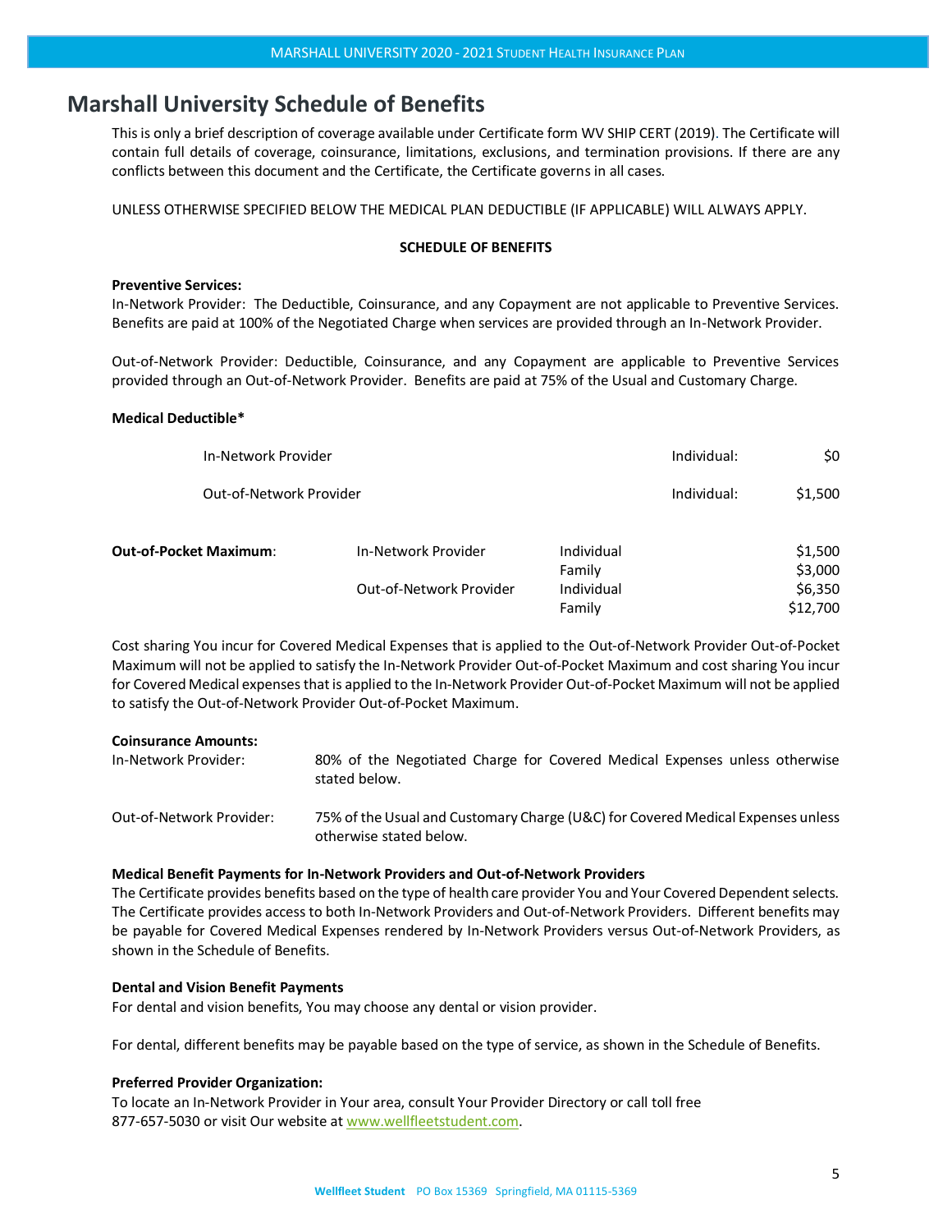## Marshall University Schedule of Benefits

This is only a brief description of coverage available under Certificate form WV SHIP CERT (2019). The Certificate will contain full details of coverage, coinsurance, limitations, exclusions, and termination provisions. If there are any conflicts between this document and the Certificate, the Certificate governs in all cases.

UNLESS OTHERWISE SPECIFIED BELOW THE MEDICAL PLAN DEDUCTIBLE (IF APPLICABLE) WILL ALWAYS APPLY.

**SCHEDULE OF BENEFITS**

**Preventive Services:**
In-Network Provider: The Deductible, Coinsurance, and any Copayment are not applicable to Preventive Services. Benefits are paid at 100% of the Negotiated Charge when services are provided through an In-Network Provider.

Out-of-Network Provider: Deductible, Coinsurance, and any Copayment are applicable to Preventive Services provided through an Out-of-Network Provider. Benefits are paid at 75% of the Usual and Customary Charge.

**Medical Deductible***

| | | |
|---|---|---|
| In-Network Provider | Individual: | $0 |
| Out-of-Network Provider | Individual: | $1,500 |

| **Out-of-Pocket Maximum**: | | | |
|---|---|---|---|
| | In-Network Provider | Individual | $1,500 |
| | | Family | $3,000 |
| | Out-of-Network Provider | Individual | $6,350 |
| | | Family | $12,700 |

Cost sharing You incur for Covered Medical Expenses that is applied to the Out-of-Network Provider Out-of-Pocket Maximum will not be applied to satisfy the In-Network Provider Out-of-Pocket Maximum and cost sharing You incur for Covered Medical expenses that is applied to the In-Network Provider Out-of-Pocket Maximum will not be applied to satisfy the Out-of-Network Provider Out-of-Pocket Maximum.

**Coinsurance Amounts:**

| | |
|---|---|
| In-Network Provider: | 80% of the Negotiated Charge for Covered Medical Expenses unless otherwise stated below. |
| Out-of-Network Provider: | 75% of the Usual and Customary Charge (U&C) for Covered Medical Expenses unless otherwise stated below. |

**Medical Benefit Payments for In-Network Providers and Out-of-Network Providers**
The Certificate provides benefits based on the type of health care provider You and Your Covered Dependent selects. The Certificate provides access to both In-Network Providers and Out-of-Network Providers. Different benefits may be payable for Covered Medical Expenses rendered by In-Network Providers versus Out-of-Network Providers, as shown in the Schedule of Benefits.

**Dental and Vision Benefit Payments**
For dental and vision benefits, You may choose any dental or vision provider.

For dental, different benefits may be payable based on the type of service, as shown in the Schedule of Benefits.

**Preferred Provider Organization:**
To locate an In-Network Provider in Your area, consult Your Provider Directory or call toll free 877-657-5030 or visit Our website at www.wellfleetstudent.com.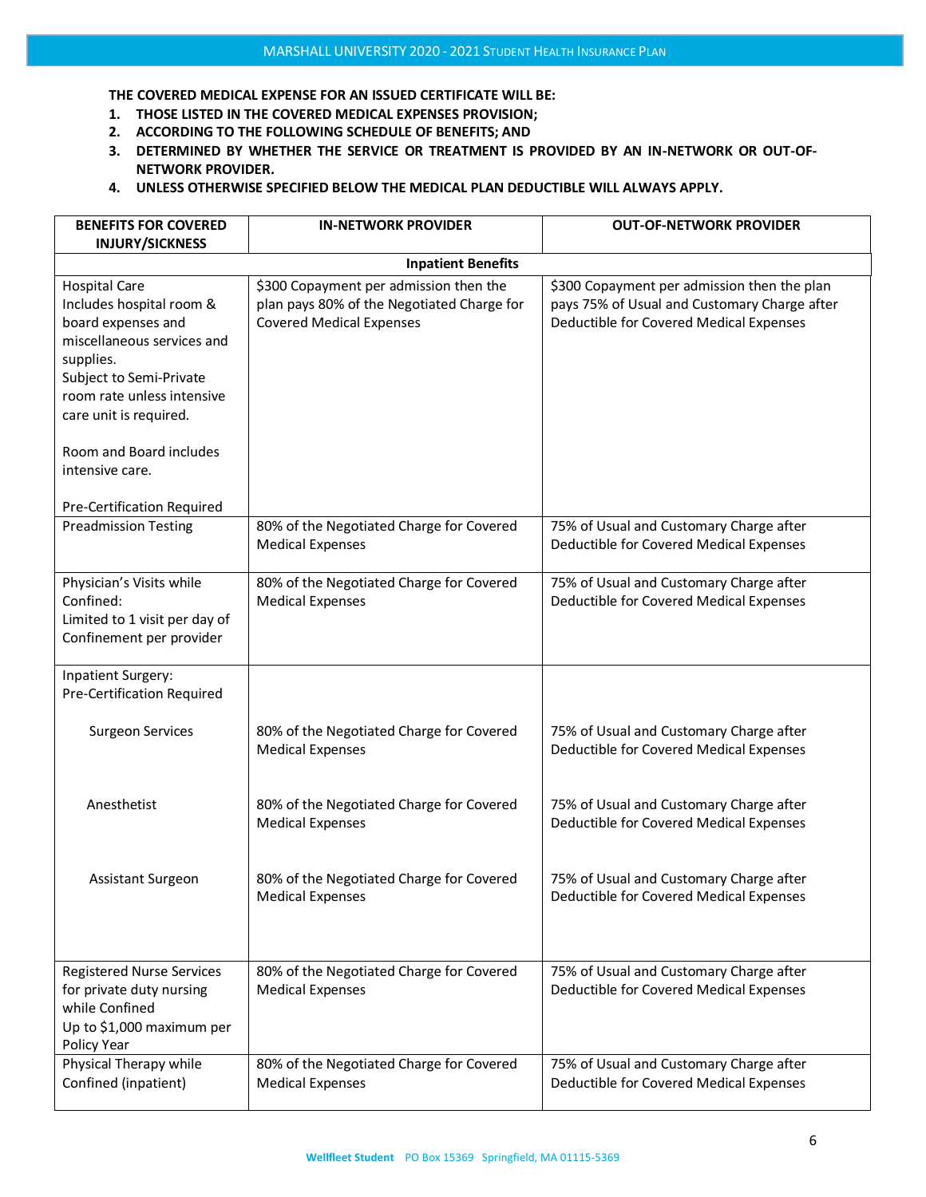**THE COVERED MEDICAL EXPENSE FOR AN ISSUED CERTIFICATE WILL BE:**

1. **THOSE LISTED IN THE COVERED MEDICAL EXPENSES PROVISION;**
2. **ACCORDING TO THE FOLLOWING SCHEDULE OF BENEFITS; AND**
3. **DETERMINED BY WHETHER THE SERVICE OR TREATMENT IS PROVIDED BY AN IN-NETWORK OR OUT-OF-NETWORK PROVIDER.**
4. **UNLESS OTHERWISE SPECIFIED BELOW THE MEDICAL PLAN DEDUCTIBLE WILL ALWAYS APPLY.**

| BENEFITS FOR COVERED INJURY/SICKNESS | IN-NETWORK PROVIDER | OUT-OF-NETWORK PROVIDER |
|---|---|---|
| | **Inpatient Benefits** | |
| Hospital Care<br>Includes hospital room & board expenses and miscellaneous services and supplies.<br>Subject to Semi-Private room rate unless intensive care unit is required.<br><br>Room and Board includes intensive care.<br><br>Pre-Certification Required | $300 Copayment per admission then the plan pays 80% of the Negotiated Charge for Covered Medical Expenses | $300 Copayment per admission then the plan pays 75% of Usual and Customary Charge after Deductible for Covered Medical Expenses |
| Preadmission Testing | 80% of the Negotiated Charge for Covered Medical Expenses | 75% of Usual and Customary Charge after Deductible for Covered Medical Expenses |
| Physician's Visits while Confined:<br>Limited to 1 visit per day of Confinement per provider | 80% of the Negotiated Charge for Covered Medical Expenses | 75% of Usual and Customary Charge after Deductible for Covered Medical Expenses |
| Inpatient Surgery:<br>Pre-Certification Required | | |
| Surgeon Services | 80% of the Negotiated Charge for Covered Medical Expenses | 75% of Usual and Customary Charge after Deductible for Covered Medical Expenses |
| Anesthetist | 80% of the Negotiated Charge for Covered Medical Expenses | 75% of Usual and Customary Charge after Deductible for Covered Medical Expenses |
| Assistant Surgeon | 80% of the Negotiated Charge for Covered Medical Expenses | 75% of Usual and Customary Charge after Deductible for Covered Medical Expenses |
| Registered Nurse Services for private duty nursing while Confined<br>Up to $1,000 maximum per Policy Year | 80% of the Negotiated Charge for Covered Medical Expenses | 75% of Usual and Customary Charge after Deductible for Covered Medical Expenses |
| Physical Therapy while Confined (inpatient) | 80% of the Negotiated Charge for Covered Medical Expenses | 75% of Usual and Customary Charge after Deductible for Covered Medical Expenses |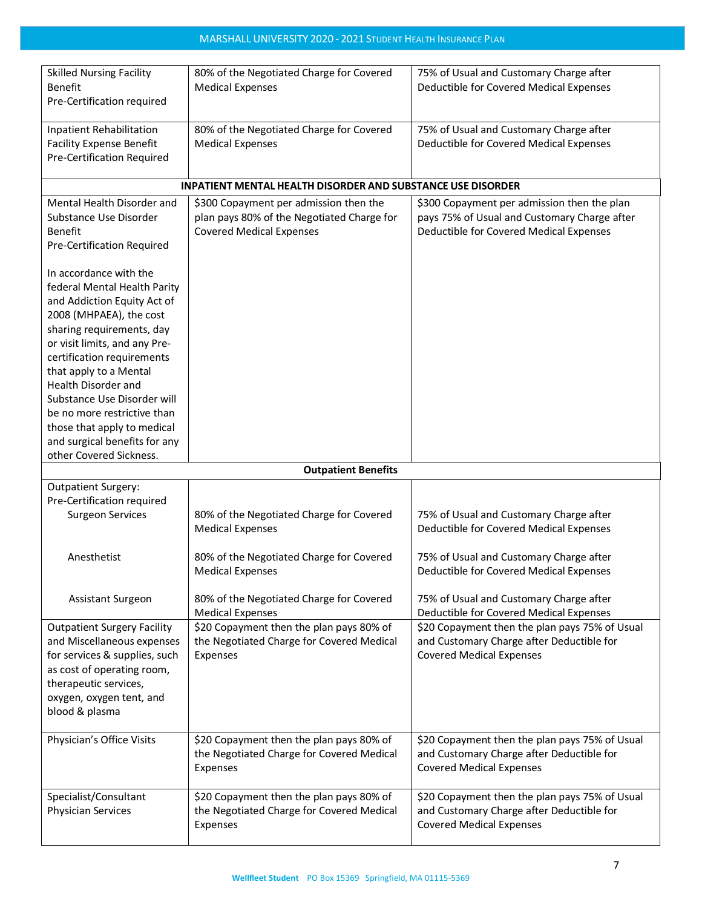| | | |
|---|---|---|
| Skilled Nursing Facility Benefit<br>Pre-Certification required | 80% of the Negotiated Charge for Covered Medical Expenses | 75% of Usual and Customary Charge after Deductible for Covered Medical Expenses |
| Inpatient Rehabilitation Facility Expense Benefit<br>Pre-Certification Required | 80% of the Negotiated Charge for Covered Medical Expenses | 75% of Usual and Customary Charge after Deductible for Covered Medical Expenses |
| **INPATIENT MENTAL HEALTH DISORDER AND SUBSTANCE USE DISORDER** | | |
| Mental Health Disorder and Substance Use Disorder Benefit<br>Pre-Certification Required<br><br>In accordance with the federal Mental Health Parity and Addiction Equity Act of 2008 (MHPAEA), the cost sharing requirements, day or visit limits, and any Pre-certification requirements that apply to a Mental Health Disorder and Substance Use Disorder will be no more restrictive than those that apply to medical and surgical benefits for any other Covered Sickness. | $300 Copayment per admission then the plan pays 80% of the Negotiated Charge for Covered Medical Expenses | $300 Copayment per admission then the plan pays 75% of Usual and Customary Charge after Deductible for Covered Medical Expenses |
| **Outpatient Benefits** | | |
| Outpatient Surgery:<br>Pre-Certification required<br>Surgeon Services | 80% of the Negotiated Charge for Covered Medical Expenses | 75% of Usual and Customary Charge after Deductible for Covered Medical Expenses |
| Anesthetist | 80% of the Negotiated Charge for Covered Medical Expenses | 75% of Usual and Customary Charge after Deductible for Covered Medical Expenses |
| Assistant Surgeon | 80% of the Negotiated Charge for Covered Medical Expenses | 75% of Usual and Customary Charge after Deductible for Covered Medical Expenses |
| Outpatient Surgery Facility and Miscellaneous expenses for services & supplies, such as cost of operating room, therapeutic services, oxygen, oxygen tent, and blood & plasma | $20 Copayment then the plan pays 80% of the Negotiated Charge for Covered Medical Expenses | $20 Copayment then the plan pays 75% of Usual and Customary Charge after Deductible for Covered Medical Expenses |
| Physician's Office Visits | $20 Copayment then the plan pays 80% of the Negotiated Charge for Covered Medical Expenses | $20 Copayment then the plan pays 75% of Usual and Customary Charge after Deductible for Covered Medical Expenses |
| Specialist/Consultant Physician Services | $20 Copayment then the plan pays 80% of the Negotiated Charge for Covered Medical Expenses | $20 Copayment then the plan pays 75% of Usual and Customary Charge after Deductible for Covered Medical Expenses |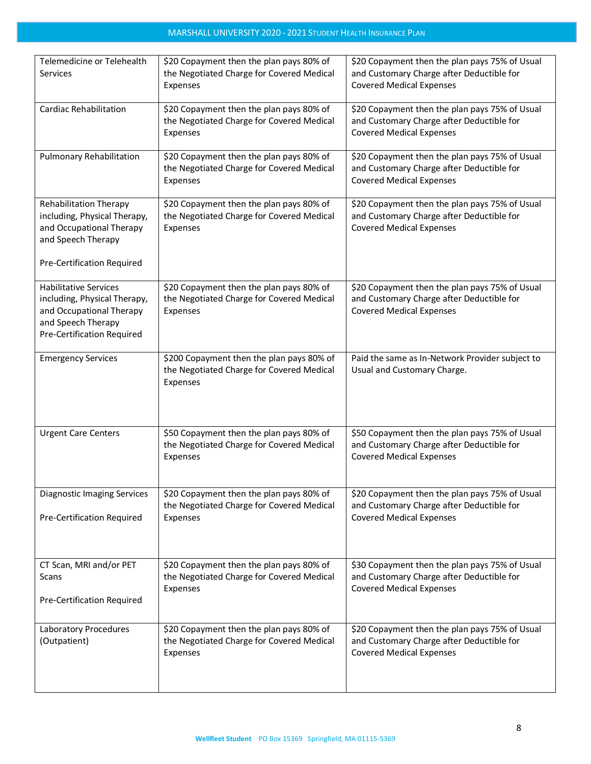| | | |
|---|---|---|
| Telemedicine or Telehealth Services | $20 Copayment then the plan pays 80% of the Negotiated Charge for Covered Medical Expenses | $20 Copayment then the plan pays 75% of Usual and Customary Charge after Deductible for Covered Medical Expenses |
| Cardiac Rehabilitation | $20 Copayment then the plan pays 80% of the Negotiated Charge for Covered Medical Expenses | $20 Copayment then the plan pays 75% of Usual and Customary Charge after Deductible for Covered Medical Expenses |
| Pulmonary Rehabilitation | $20 Copayment then the plan pays 80% of the Negotiated Charge for Covered Medical Expenses | $20 Copayment then the plan pays 75% of Usual and Customary Charge after Deductible for Covered Medical Expenses |
| Rehabilitation Therapy including, Physical Therapy, and Occupational Therapy and Speech Therapy<br><br>Pre-Certification Required | $20 Copayment then the plan pays 80% of the Negotiated Charge for Covered Medical Expenses | $20 Copayment then the plan pays 75% of Usual and Customary Charge after Deductible for Covered Medical Expenses |
| Habilitative Services including, Physical Therapy, and Occupational Therapy and Speech Therapy Pre-Certification Required | $20 Copayment then the plan pays 80% of the Negotiated Charge for Covered Medical Expenses | $20 Copayment then the plan pays 75% of Usual and Customary Charge after Deductible for Covered Medical Expenses |
| Emergency Services | $200 Copayment then the plan pays 80% of the Negotiated Charge for Covered Medical Expenses | Paid the same as In-Network Provider subject to Usual and Customary Charge. |
| Urgent Care Centers | $50 Copayment then the plan pays 80% of the Negotiated Charge for Covered Medical Expenses | $50 Copayment then the plan pays 75% of Usual and Customary Charge after Deductible for Covered Medical Expenses |
| Diagnostic Imaging Services<br><br>Pre-Certification Required | $20 Copayment then the plan pays 80% of the Negotiated Charge for Covered Medical Expenses | $20 Copayment then the plan pays 75% of Usual and Customary Charge after Deductible for Covered Medical Expenses |
| CT Scan, MRI and/or PET Scans<br><br>Pre-Certification Required | $20 Copayment then the plan pays 80% of the Negotiated Charge for Covered Medical Expenses | $30 Copayment then the plan pays 75% of Usual and Customary Charge after Deductible for Covered Medical Expenses |
| Laboratory Procedures (Outpatient) | $20 Copayment then the plan pays 80% of the Negotiated Charge for Covered Medical Expenses | $20 Copayment then the plan pays 75% of Usual and Customary Charge after Deductible for Covered Medical Expenses |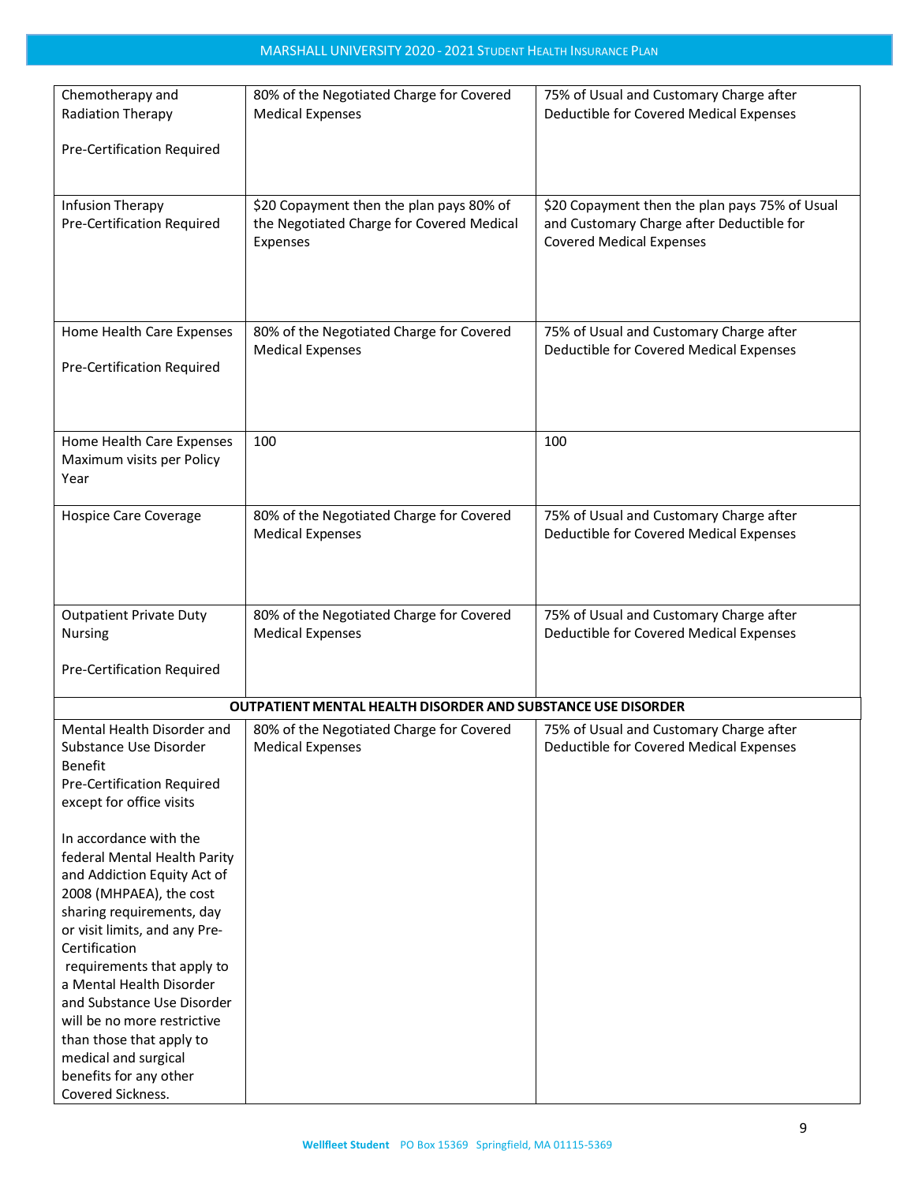| | | |
|---|---|---|
| Chemotherapy and Radiation Therapy<br><br>Pre-Certification Required | 80% of the Negotiated Charge for Covered Medical Expenses | 75% of Usual and Customary Charge after Deductible for Covered Medical Expenses |
| Infusion Therapy<br>Pre-Certification Required | $20 Copayment then the plan pays 80% of the Negotiated Charge for Covered Medical Expenses | $20 Copayment then the plan pays 75% of Usual and Customary Charge after Deductible for Covered Medical Expenses |
| Home Health Care Expenses<br><br>Pre-Certification Required | 80% of the Negotiated Charge for Covered Medical Expenses | 75% of Usual and Customary Charge after Deductible for Covered Medical Expenses |
| Home Health Care Expenses Maximum visits per Policy Year | 100 | 100 |
| Hospice Care Coverage | 80% of the Negotiated Charge for Covered Medical Expenses | 75% of Usual and Customary Charge after Deductible for Covered Medical Expenses |
| Outpatient Private Duty Nursing<br><br>Pre-Certification Required | 80% of the Negotiated Charge for Covered Medical Expenses | 75% of Usual and Customary Charge after Deductible for Covered Medical Expenses |
| **OUTPATIENT MENTAL HEALTH DISORDER AND SUBSTANCE USE DISORDER** | | |
| Mental Health Disorder and Substance Use Disorder Benefit<br>Pre-Certification Required except for office visits<br><br>In accordance with the federal Mental Health Parity and Addiction Equity Act of 2008 (MHPAEA), the cost sharing requirements, day or visit limits, and any Pre-Certification requirements that apply to a Mental Health Disorder and Substance Use Disorder will be no more restrictive than those that apply to medical and surgical benefits for any other Covered Sickness. | 80% of the Negotiated Charge for Covered Medical Expenses | 75% of Usual and Customary Charge after Deductible for Covered Medical Expenses |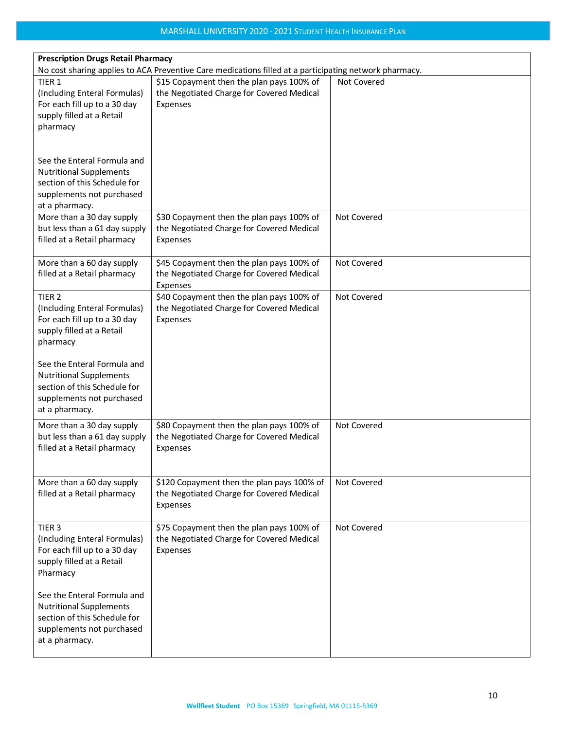| Prescription Drugs Retail Pharmacy | | |
|---|---|---|
| No cost sharing applies to ACA Preventive Care medications filled at a participating network pharmacy. | | |
| TIER 1 (Including Enteral Formulas) For each fill up to a 30 day supply filled at a Retail pharmacy<br><br>See the Enteral Formula and Nutritional Supplements section of this Schedule for supplements not purchased at a pharmacy. | $15 Copayment then the plan pays 100% of the Negotiated Charge for Covered Medical Expenses | Not Covered |
| More than a 30 day supply but less than a 61 day supply filled at a Retail pharmacy | $30 Copayment then the plan pays 100% of the Negotiated Charge for Covered Medical Expenses | Not Covered |
| More than a 60 day supply filled at a Retail pharmacy | $45 Copayment then the plan pays 100% of the Negotiated Charge for Covered Medical Expenses | Not Covered |
| TIER 2 (Including Enteral Formulas) For each fill up to a 30 day supply filled at a Retail pharmacy<br><br>See the Enteral Formula and Nutritional Supplements section of this Schedule for supplements not purchased at a pharmacy. | $40 Copayment then the plan pays 100% of the Negotiated Charge for Covered Medical Expenses | Not Covered |
| More than a 30 day supply but less than a 61 day supply filled at a Retail pharmacy | $80 Copayment then the plan pays 100% of the Negotiated Charge for Covered Medical Expenses | Not Covered |
| More than a 60 day supply filled at a Retail pharmacy | $120 Copayment then the plan pays 100% of the Negotiated Charge for Covered Medical Expenses | Not Covered |
| TIER 3 (Including Enteral Formulas) For each fill up to a 30 day supply filled at a Retail Pharmacy<br><br>See the Enteral Formula and Nutritional Supplements section of this Schedule for supplements not purchased at a pharmacy. | $75 Copayment then the plan pays 100% of the Negotiated Charge for Covered Medical Expenses | Not Covered |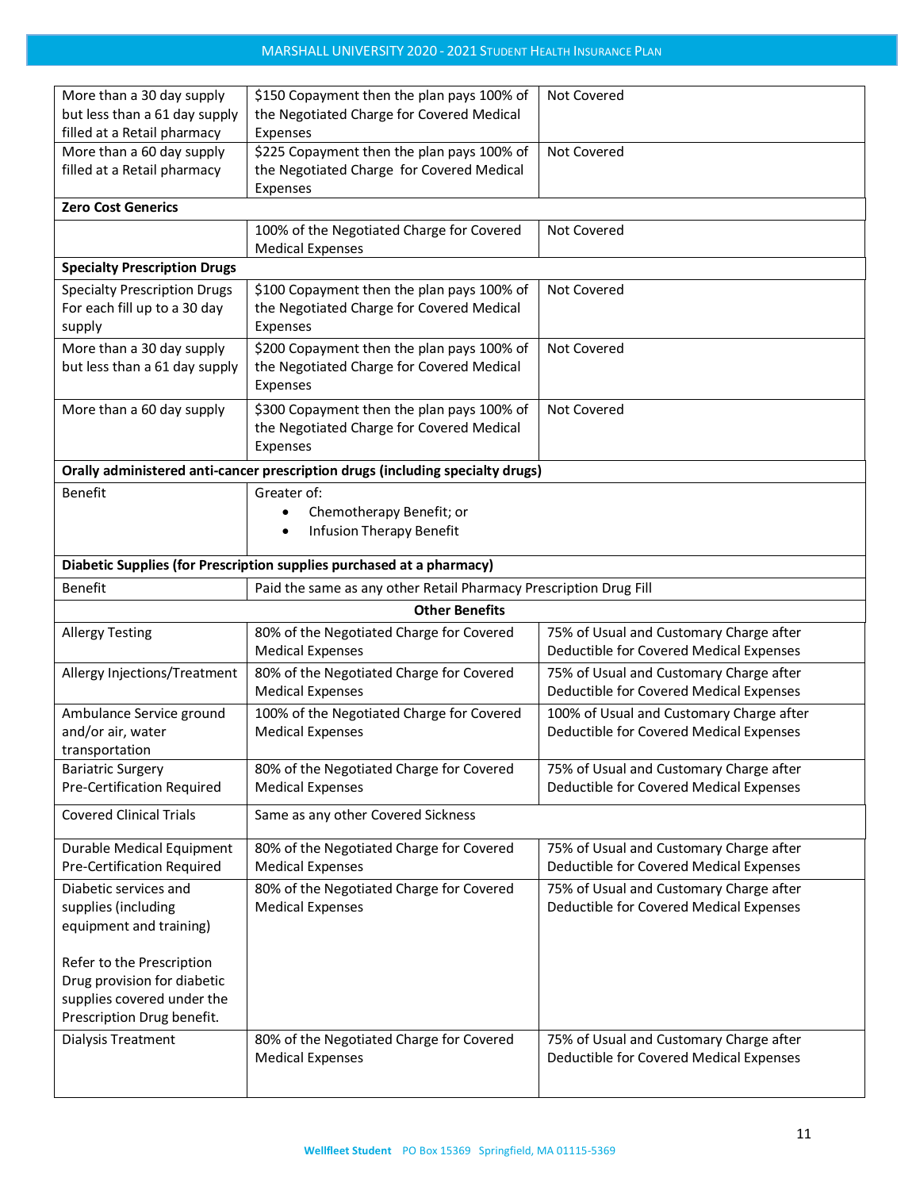| | | |
|---|---|---|
| More than a 30 day supply but less than a 61 day supply filled at a Retail pharmacy | $150 Copayment then the plan pays 100% of the Negotiated Charge for Covered Medical Expenses | Not Covered |
| More than a 60 day supply filled at a Retail pharmacy | $225 Copayment then the plan pays 100% of the Negotiated Charge for Covered Medical Expenses | Not Covered |
| **Zero Cost Generics** | | |
| | 100% of the Negotiated Charge for Covered Medical Expenses | Not Covered |
| **Specialty Prescription Drugs** | | |
| Specialty Prescription Drugs For each fill up to a 30 day supply | $100 Copayment then the plan pays 100% of the Negotiated Charge for Covered Medical Expenses | Not Covered |
| More than a 30 day supply but less than a 61 day supply | $200 Copayment then the plan pays 100% of the Negotiated Charge for Covered Medical Expenses | Not Covered |
| More than a 60 day supply | $300 Copayment then the plan pays 100% of the Negotiated Charge for Covered Medical Expenses | Not Covered |
| **Orally administered anti-cancer prescription drugs (including specialty drugs)** | | |
| Benefit | Greater of: <br>• Chemotherapy Benefit; or <br>• Infusion Therapy Benefit | |
| **Diabetic Supplies (for Prescription supplies purchased at a pharmacy)** | | |
| Benefit | Paid the same as any other Retail Pharmacy Prescription Drug Fill | |
| **Other Benefits** | | |
| Allergy Testing | 80% of the Negotiated Charge for Covered Medical Expenses | 75% of Usual and Customary Charge after Deductible for Covered Medical Expenses |
| Allergy Injections/Treatment | 80% of the Negotiated Charge for Covered Medical Expenses | 75% of Usual and Customary Charge after Deductible for Covered Medical Expenses |
| Ambulance Service ground and/or air, water transportation | 100% of the Negotiated Charge for Covered Medical Expenses | 100% of Usual and Customary Charge after Deductible for Covered Medical Expenses |
| Bariatric Surgery Pre-Certification Required | 80% of the Negotiated Charge for Covered Medical Expenses | 75% of Usual and Customary Charge after Deductible for Covered Medical Expenses |
| Covered Clinical Trials | Same as any other Covered Sickness | |
| Durable Medical Equipment Pre-Certification Required | 80% of the Negotiated Charge for Covered Medical Expenses | 75% of Usual and Customary Charge after Deductible for Covered Medical Expenses |
| Diabetic services and supplies (including equipment and training)<br><br>Refer to the Prescription Drug provision for diabetic supplies covered under the Prescription Drug benefit. | 80% of the Negotiated Charge for Covered Medical Expenses | 75% of Usual and Customary Charge after Deductible for Covered Medical Expenses |
| Dialysis Treatment | 80% of the Negotiated Charge for Covered Medical Expenses | 75% of Usual and Customary Charge after Deductible for Covered Medical Expenses |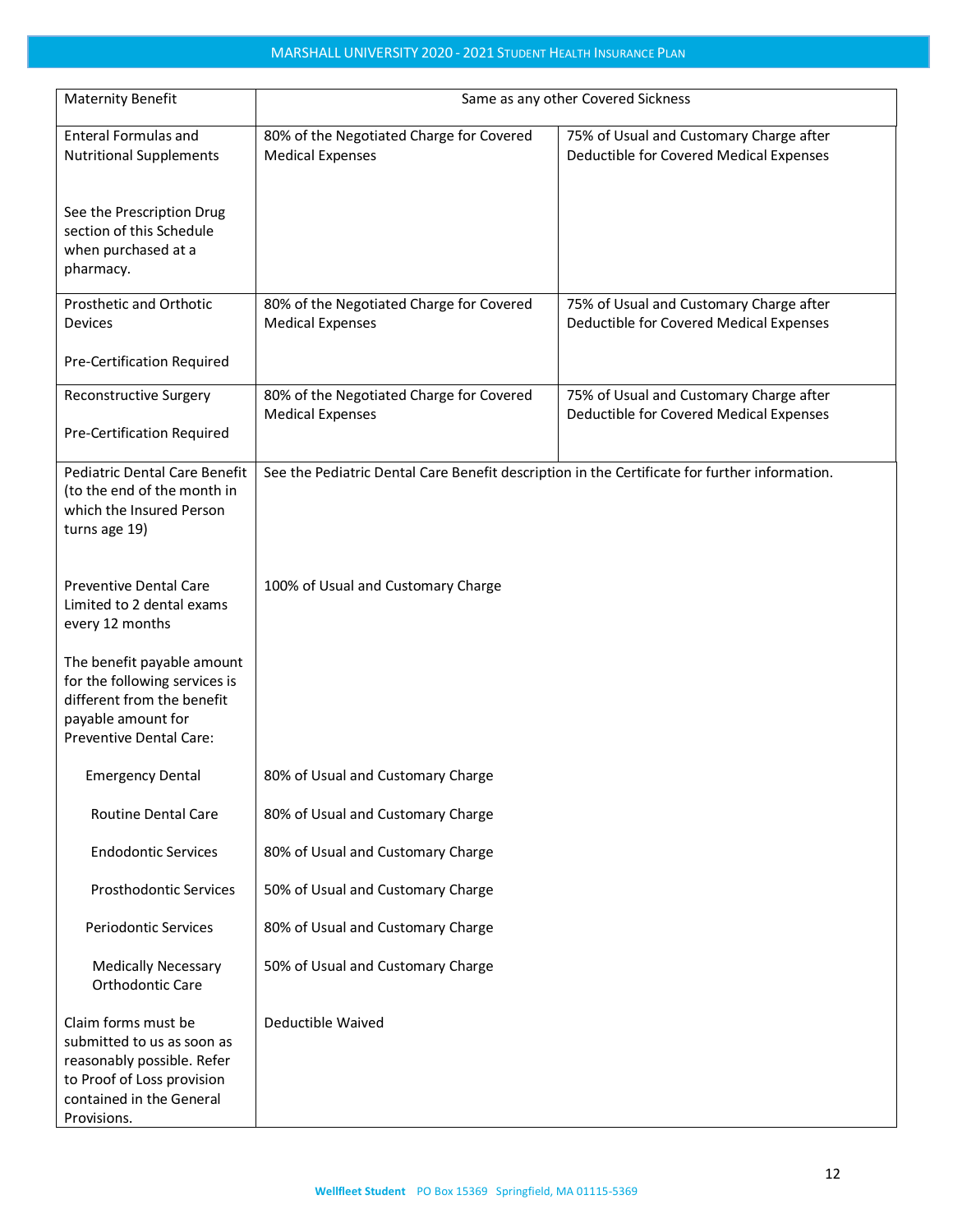| | | |
|---|---|---|
| Maternity Benefit | Same as any other Covered Sickness | |
| Enteral Formulas and Nutritional Supplements<br><br>See the Prescription Drug section of this Schedule when purchased at a pharmacy. | 80% of the Negotiated Charge for Covered Medical Expenses | 75% of Usual and Customary Charge after Deductible for Covered Medical Expenses |
| Prosthetic and Orthotic Devices<br><br>Pre-Certification Required | 80% of the Negotiated Charge for Covered Medical Expenses | 75% of Usual and Customary Charge after Deductible for Covered Medical Expenses |
| Reconstructive Surgery<br><br>Pre-Certification Required | 80% of the Negotiated Charge for Covered Medical Expenses | 75% of Usual and Customary Charge after Deductible for Covered Medical Expenses |
| Pediatric Dental Care Benefit (to the end of the month in which the Insured Person turns age 19) | See the Pediatric Dental Care Benefit description in the Certificate for further information. | |
| Preventive Dental Care Limited to 2 dental exams every 12 months | 100% of Usual and Customary Charge | |
| The benefit payable amount for the following services is different from the benefit payable amount for Preventive Dental Care: | | |
| Emergency Dental | 80% of Usual and Customary Charge | |
| Routine Dental Care | 80% of Usual and Customary Charge | |
| Endodontic Services | 80% of Usual and Customary Charge | |
| Prosthodontic Services | 50% of Usual and Customary Charge | |
| Periodontic Services | 80% of Usual and Customary Charge | |
| Medically Necessary Orthodontic Care | 50% of Usual and Customary Charge | |
| Claim forms must be submitted to us as soon as reasonably possible. Refer to Proof of Loss provision contained in the General Provisions. | Deductible Waived | |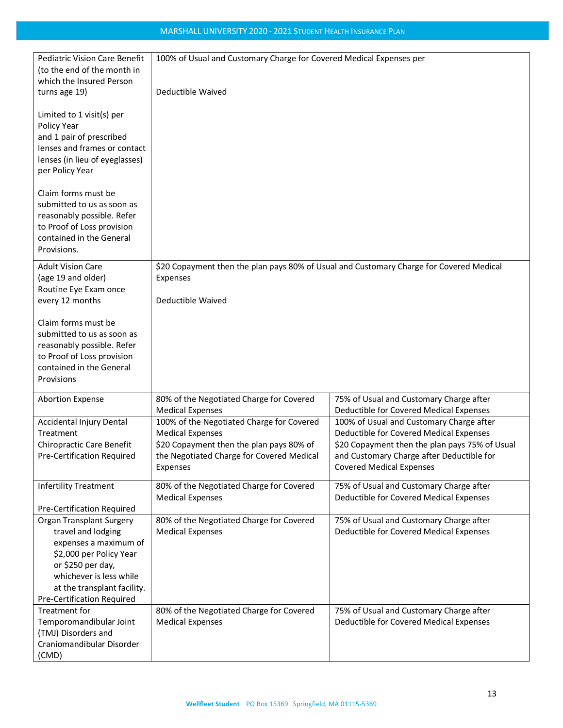| | | |
|---|---|---|
| Pediatric Vision Care Benefit (to the end of the month in which the Insured Person turns age 19)<br><br>Limited to 1 visit(s) per Policy Year and 1 pair of prescribed lenses and frames or contact lenses (in lieu of eyeglasses) per Policy Year<br><br>Claim forms must be submitted to us as soon as reasonably possible. Refer to Proof of Loss provision contained in the General Provisions. | 100% of Usual and Customary Charge for Covered Medical Expenses per<br><br>Deductible Waived | |
| Adult Vision Care (age 19 and older) Routine Eye Exam once every 12 months<br><br>Claim forms must be submitted to us as soon as reasonably possible. Refer to Proof of Loss provision contained in the General Provisions | $20 Copayment then the plan pays 80% of Usual and Customary Charge for Covered Medical Expenses<br><br>Deductible Waived | |
| Abortion Expense | 80% of the Negotiated Charge for Covered Medical Expenses | 75% of Usual and Customary Charge after Deductible for Covered Medical Expenses |
| Accidental Injury Dental Treatment | 100% of the Negotiated Charge for Covered Medical Expenses | 100% of Usual and Customary Charge after Deductible for Covered Medical Expenses |
| Chiropractic Care Benefit Pre-Certification Required | $20 Copayment then the plan pays 80% of the Negotiated Charge for Covered Medical Expenses | $20 Copayment then the plan pays 75% of Usual and Customary Charge after Deductible for Covered Medical Expenses |
| Infertility Treatment<br><br>Pre-Certification Required | 80% of the Negotiated Charge for Covered Medical Expenses | 75% of Usual and Customary Charge after Deductible for Covered Medical Expenses |
| Organ Transplant Surgery travel and lodging expenses a maximum of $2,000 per Policy Year or $250 per day, whichever is less while at the transplant facility.<br>Pre-Certification Required | 80% of the Negotiated Charge for Covered Medical Expenses | 75% of Usual and Customary Charge after Deductible for Covered Medical Expenses |
| Treatment for Temporomandibular Joint (TMJ) Disorders and Craniomandibular Disorder (CMD) | 80% of the Negotiated Charge for Covered Medical Expenses | 75% of Usual and Customary Charge after Deductible for Covered Medical Expenses |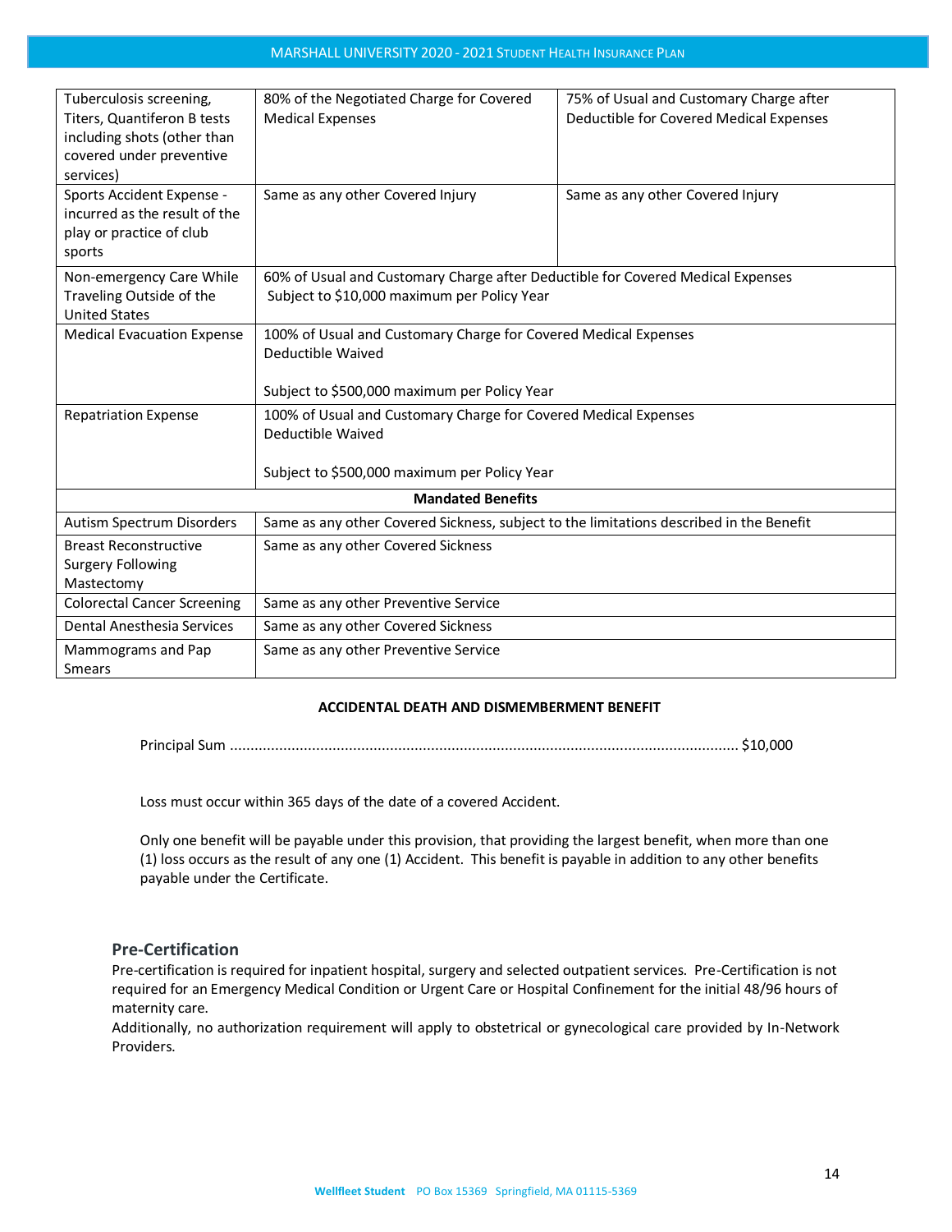| | | |
|---|---|---|
| Tuberculosis screening, Titers, Quantiferon B tests including shots (other than covered under preventive services) | 80% of the Negotiated Charge for Covered Medical Expenses | 75% of Usual and Customary Charge after Deductible for Covered Medical Expenses |
| Sports Accident Expense - incurred as the result of the play or practice of club sports | Same as any other Covered Injury | Same as any other Covered Injury |
| Non-emergency Care While Traveling Outside of the United States | 60% of Usual and Customary Charge after Deductible for Covered Medical Expenses Subject to $10,000 maximum per Policy Year | |
| Medical Evacuation Expense | 100% of Usual and Customary Charge for Covered Medical Expenses Deductible Waived<br><br>Subject to $500,000 maximum per Policy Year | |
| Repatriation Expense | 100% of Usual and Customary Charge for Covered Medical Expenses Deductible Waived<br><br>Subject to $500,000 maximum per Policy Year | |
| **Mandated Benefits** | | |
| Autism Spectrum Disorders | Same as any other Covered Sickness, subject to the limitations described in the Benefit | |
| Breast Reconstructive Surgery Following Mastectomy | Same as any other Covered Sickness | |
| Colorectal Cancer Screening | Same as any other Preventive Service | |
| Dental Anesthesia Services | Same as any other Covered Sickness | |
| Mammograms and Pap Smears | Same as any other Preventive Service | |

**ACCIDENTAL DEATH AND DISMEMBERMENT BENEFIT**

Principal Sum ........................................................................................................................ $10,000

Loss must occur within 365 days of the date of a covered Accident.

Only one benefit will be payable under this provision, that providing the largest benefit, when more than one (1) loss occurs as the result of any one (1) Accident. This benefit is payable in addition to any other benefits payable under the Certificate.

## Pre-Certification

Pre-certification is required for inpatient hospital, surgery and selected outpatient services. Pre-Certification is not required for an Emergency Medical Condition or Urgent Care or Hospital Confinement for the initial 48/96 hours of maternity care.

Additionally, no authorization requirement will apply to obstetrical or gynecological care provided by In-Network Providers.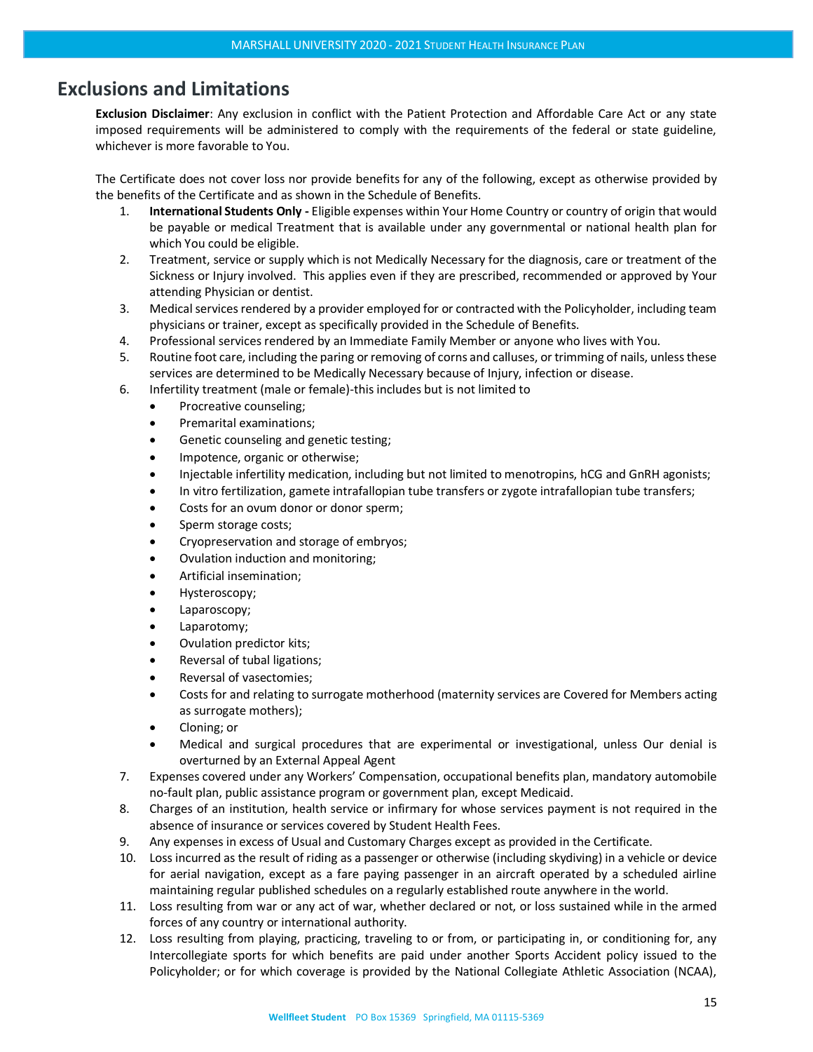# Exclusions and Limitations

**Exclusion Disclaimer**: Any exclusion in conflict with the Patient Protection and Affordable Care Act or any state imposed requirements will be administered to comply with the requirements of the federal or state guideline, whichever is more favorable to You.

The Certificate does not cover loss nor provide benefits for any of the following, except as otherwise provided by the benefits of the Certificate and as shown in the Schedule of Benefits.

1. **International Students Only -** Eligible expenses within Your Home Country or country of origin that would be payable or medical Treatment that is available under any governmental or national health plan for which You could be eligible.
2. Treatment, service or supply which is not Medically Necessary for the diagnosis, care or treatment of the Sickness or Injury involved. This applies even if they are prescribed, recommended or approved by Your attending Physician or dentist.
3. Medical services rendered by a provider employed for or contracted with the Policyholder, including team physicians or trainer, except as specifically provided in the Schedule of Benefits.
4. Professional services rendered by an Immediate Family Member or anyone who lives with You.
5. Routine foot care, including the paring or removing of corns and calluses, or trimming of nails, unless these services are determined to be Medically Necessary because of Injury, infection or disease.
6. Infertility treatment (male or female)-this includes but is not limited to
   - Procreative counseling;
   - Premarital examinations;
   - Genetic counseling and genetic testing;
   - Impotence, organic or otherwise;
   - Injectable infertility medication, including but not limited to menotropins, hCG and GnRH agonists;
   - In vitro fertilization, gamete intrafallopian tube transfers or zygote intrafallopian tube transfers;
   - Costs for an ovum donor or donor sperm;
   - Sperm storage costs;
   - Cryopreservation and storage of embryos;
   - Ovulation induction and monitoring;
   - Artificial insemination;
   - Hysteroscopy;
   - Laparoscopy;
   - Laparotomy;
   - Ovulation predictor kits;
   - Reversal of tubal ligations;
   - Reversal of vasectomies;
   - Costs for and relating to surrogate motherhood (maternity services are Covered for Members acting as surrogate mothers);
   - Cloning; or
   - Medical and surgical procedures that are experimental or investigational, unless Our denial is overturned by an External Appeal Agent
7. Expenses covered under any Workers' Compensation, occupational benefits plan, mandatory automobile no-fault plan, public assistance program or government plan, except Medicaid.
8. Charges of an institution, health service or infirmary for whose services payment is not required in the absence of insurance or services covered by Student Health Fees.
9. Any expenses in excess of Usual and Customary Charges except as provided in the Certificate.
10. Loss incurred as the result of riding as a passenger or otherwise (including skydiving) in a vehicle or device for aerial navigation, except as a fare paying passenger in an aircraft operated by a scheduled airline maintaining regular published schedules on a regularly established route anywhere in the world.
11. Loss resulting from war or any act of war, whether declared or not, or loss sustained while in the armed forces of any country or international authority.
12. Loss resulting from playing, practicing, traveling to or from, or participating in, or conditioning for, any Intercollegiate sports for which benefits are paid under another Sports Accident policy issued to the Policyholder; or for which coverage is provided by the National Collegiate Athletic Association (NCAA),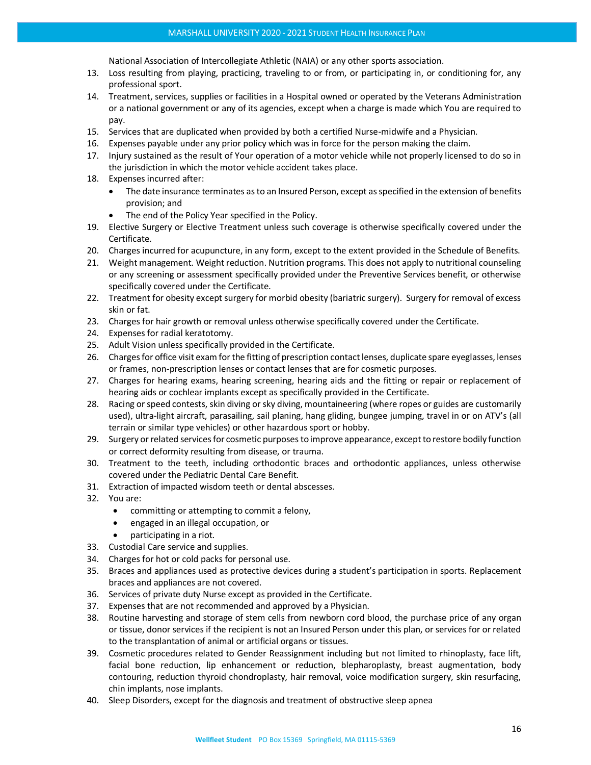National Association of Intercollegiate Athletic (NAIA) or any other sports association.

13. Loss resulting from playing, practicing, traveling to or from, or participating in, or conditioning for, any professional sport.
14. Treatment, services, supplies or facilities in a Hospital owned or operated by the Veterans Administration or a national government or any of its agencies, except when a charge is made which You are required to pay.
15. Services that are duplicated when provided by both a certified Nurse-midwife and a Physician.
16. Expenses payable under any prior policy which was in force for the person making the claim.
17. Injury sustained as the result of Your operation of a motor vehicle while not properly licensed to do so in the jurisdiction in which the motor vehicle accident takes place.
18. Expenses incurred after:
    - The date insurance terminates as to an Insured Person, except as specified in the extension of benefits provision; and
    - The end of the Policy Year specified in the Policy.
19. Elective Surgery or Elective Treatment unless such coverage is otherwise specifically covered under the Certificate.
20. Charges incurred for acupuncture, in any form, except to the extent provided in the Schedule of Benefits.
21. Weight management. Weight reduction. Nutrition programs. This does not apply to nutritional counseling or any screening or assessment specifically provided under the Preventive Services benefit, or otherwise specifically covered under the Certificate.
22. Treatment for obesity except surgery for morbid obesity (bariatric surgery). Surgery for removal of excess skin or fat.
23. Charges for hair growth or removal unless otherwise specifically covered under the Certificate.
24. Expenses for radial keratotomy.
25. Adult Vision unless specifically provided in the Certificate.
26. Charges for office visit exam for the fitting of prescription contact lenses, duplicate spare eyeglasses, lenses or frames, non-prescription lenses or contact lenses that are for cosmetic purposes.
27. Charges for hearing exams, hearing screening, hearing aids and the fitting or repair or replacement of hearing aids or cochlear implants except as specifically provided in the Certificate.
28. Racing or speed contests, skin diving or sky diving, mountaineering (where ropes or guides are customarily used), ultra-light aircraft, parasailing, sail planing, hang gliding, bungee jumping, travel in or on ATV's (all terrain or similar type vehicles) or other hazardous sport or hobby.
29. Surgery or related services for cosmetic purposes to improve appearance, except to restore bodily function or correct deformity resulting from disease, or trauma.
30. Treatment to the teeth, including orthodontic braces and orthodontic appliances, unless otherwise covered under the Pediatric Dental Care Benefit.
31. Extraction of impacted wisdom teeth or dental abscesses.
32. You are:
    - committing or attempting to commit a felony,
    - engaged in an illegal occupation, or
    - participating in a riot.
33. Custodial Care service and supplies.
34. Charges for hot or cold packs for personal use.
35. Braces and appliances used as protective devices during a student's participation in sports. Replacement braces and appliances are not covered.
36. Services of private duty Nurse except as provided in the Certificate.
37. Expenses that are not recommended and approved by a Physician.
38. Routine harvesting and storage of stem cells from newborn cord blood, the purchase price of any organ or tissue, donor services if the recipient is not an Insured Person under this plan, or services for or related to the transplantation of animal or artificial organs or tissues.
39. Cosmetic procedures related to Gender Reassignment including but not limited to rhinoplasty, face lift, facial bone reduction, lip enhancement or reduction, blepharoplasty, breast augmentation, body contouring, reduction thyroid chondroplasty, hair removal, voice modification surgery, skin resurfacing, chin implants, nose implants.
40. Sleep Disorders, except for the diagnosis and treatment of obstructive sleep apnea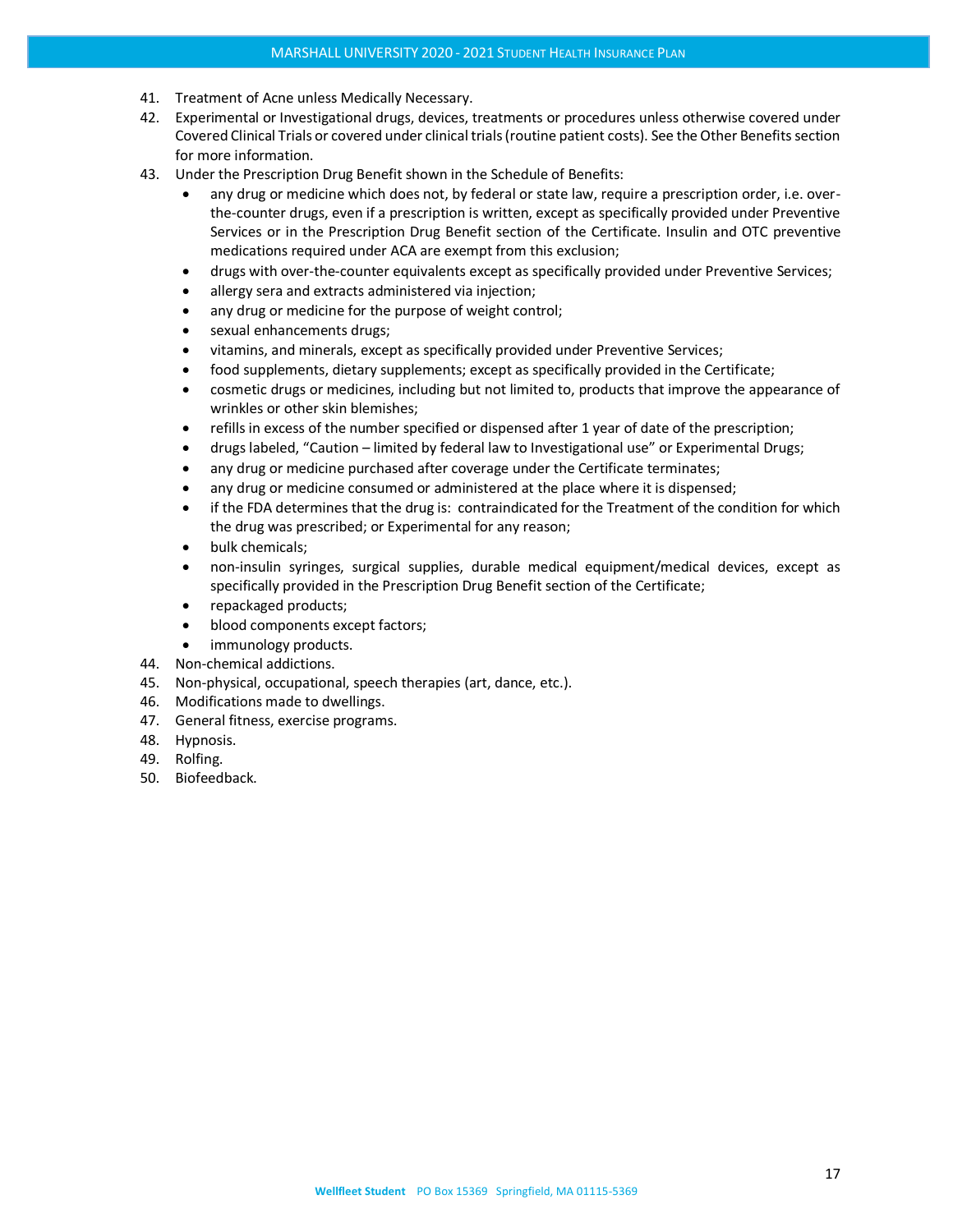41. Treatment of Acne unless Medically Necessary.
42. Experimental or Investigational drugs, devices, treatments or procedures unless otherwise covered under Covered Clinical Trials or covered under clinical trials (routine patient costs). See the Other Benefits section for more information.
43. Under the Prescription Drug Benefit shown in the Schedule of Benefits:
    - any drug or medicine which does not, by federal or state law, require a prescription order, i.e. over-the-counter drugs, even if a prescription is written, except as specifically provided under Preventive Services or in the Prescription Drug Benefit section of the Certificate. Insulin and OTC preventive medications required under ACA are exempt from this exclusion;
    - drugs with over-the-counter equivalents except as specifically provided under Preventive Services;
    - allergy sera and extracts administered via injection;
    - any drug or medicine for the purpose of weight control;
    - sexual enhancements drugs;
    - vitamins, and minerals, except as specifically provided under Preventive Services;
    - food supplements, dietary supplements; except as specifically provided in the Certificate;
    - cosmetic drugs or medicines, including but not limited to, products that improve the appearance of wrinkles or other skin blemishes;
    - refills in excess of the number specified or dispensed after 1 year of date of the prescription;
    - drugs labeled, "Caution – limited by federal law to Investigational use" or Experimental Drugs;
    - any drug or medicine purchased after coverage under the Certificate terminates;
    - any drug or medicine consumed or administered at the place where it is dispensed;
    - if the FDA determines that the drug is: contraindicated for the Treatment of the condition for which the drug was prescribed; or Experimental for any reason;
    - bulk chemicals;
    - non-insulin syringes, surgical supplies, durable medical equipment/medical devices, except as specifically provided in the Prescription Drug Benefit section of the Certificate;
    - repackaged products;
    - blood components except factors;
    - immunology products.
44. Non-chemical addictions.
45. Non-physical, occupational, speech therapies (art, dance, etc.).
46. Modifications made to dwellings.
47. General fitness, exercise programs.
48. Hypnosis.
49. Rolfing.
50. Biofeedback.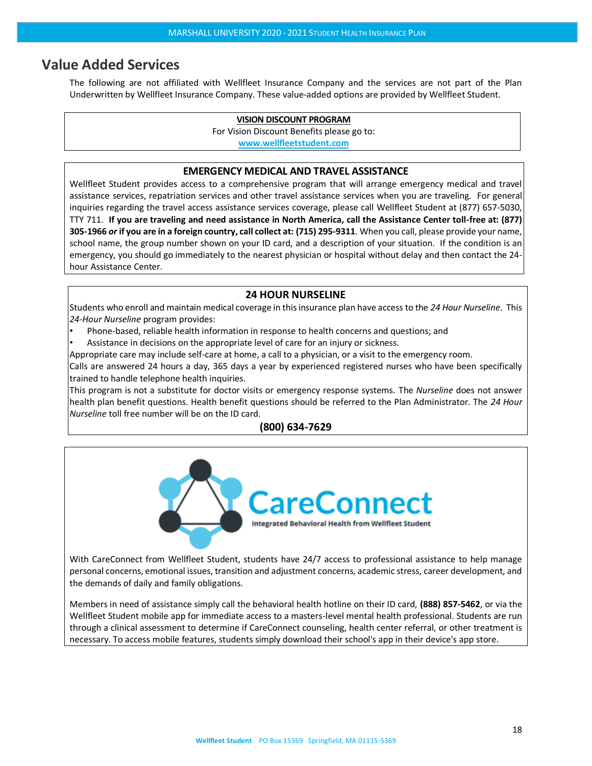## Value Added Services

The following are not affiliated with Wellfleet Insurance Company and the services are not part of the Plan Underwritten by Wellfleet Insurance Company. These value-added options are provided by Wellfleet Student.

**VISION DISCOUNT PROGRAM**

For Vision Discount Benefits please go to:

**www.wellfleetstudent.com**

### EMERGENCY MEDICAL AND TRAVEL ASSISTANCE

Wellfleet Student provides access to a comprehensive program that will arrange emergency medical and travel assistance services, repatriation services and other travel assistance services when you are traveling. For general inquiries regarding the travel access assistance services coverage, please call Wellfleet Student at (877) 657-5030, TTY 711. **If you are traveling and need assistance in North America, call the Assistance Center toll-free at: (877) 305-1966 *or* if you are in a foreign country, call collect at: (715) 295-9311**. When you call, please provide your name, school name, the group number shown on your ID card, and a description of your situation. If the condition is an emergency, you should go immediately to the nearest physician or hospital without delay and then contact the 24-hour Assistance Center.

### 24 HOUR NURSELINE

Students who enroll and maintain medical coverage in this insurance plan have access to the *24 Hour Nurseline*. This *24-Hour Nurseline* program provides:

- Phone-based, reliable health information in response to health concerns and questions; and
- Assistance in decisions on the appropriate level of care for an injury or sickness.

Appropriate care may include self-care at home, a call to a physician, or a visit to the emergency room.

Calls are answered 24 hours a day, 365 days a year by experienced registered nurses who have been specifically trained to handle telephone health inquiries.

This program is not a substitute for doctor visits or emergency response systems. The *Nurseline* does not answer health plan benefit questions. Health benefit questions should be referred to the Plan Administrator. The *24 Hour Nurseline* toll free number will be on the ID card.

**(800) 634-7629**

CareConnect

Integrated Behavioral Health from Wellfleet Student

With CareConnect from Wellfleet Student, students have 24/7 access to professional assistance to help manage personal concerns, emotional issues, transition and adjustment concerns, academic stress, career development, and the demands of daily and family obligations.

Members in need of assistance simply call the behavioral health hotline on their ID card, **(888) 857-5462**, or via the Wellfleet Student mobile app for immediate access to a masters-level mental health professional. Students are run through a clinical assessment to determine if CareConnect counseling, health center referral, or other treatment is necessary. To access mobile features, students simply download their school's app in their device's app store.